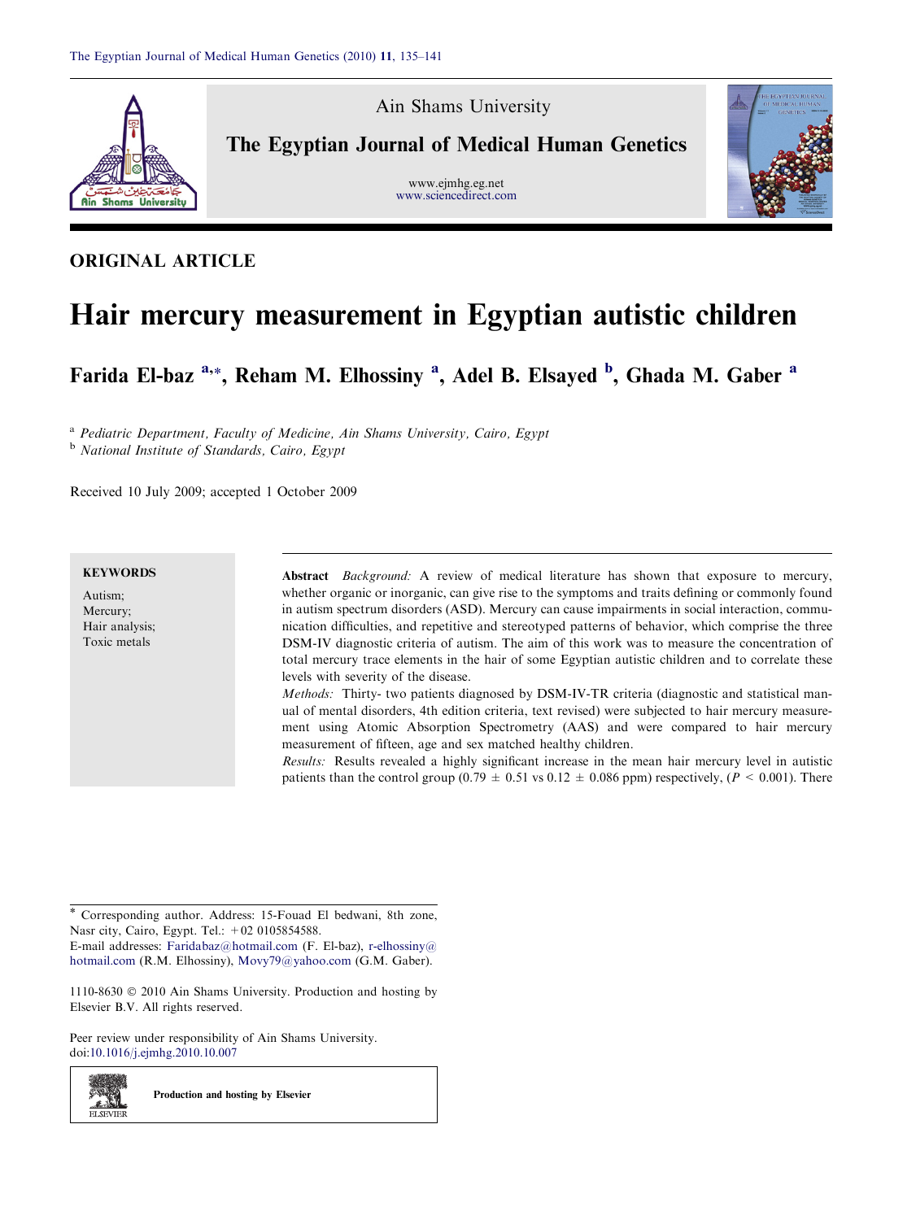Ain Shams University

The Egyptian Journal of Medical Human Genetics

www.ejmhg.eg.net
www.sciencedirect.com

ORIGINAL ARTICLE

# Hair mercury measurement in Egyptian autistic children

**Farida El-baz [a,*], Reham M. Elhossiny [a], Adel B. Elsayed [b], Ghada M. Gaber [a]**

[a] *Pediatric Department, Faculty of Medicine, Ain Shams University, Cairo, Egypt*
[b] *National Institute of Standards, Cairo, Egypt*

Received 10 July 2009; accepted 1 October 2009

**KEYWORDS**

Autism;
Mercury;
Hair analysis;
Toxic metals

**Abstract** *Background:* A review of medical literature has shown that exposure to mercury, whether organic or inorganic, can give rise to the symptoms and traits defining or commonly found in autism spectrum disorders (ASD). Mercury can cause impairments in social interaction, communication difficulties, and repetitive and stereotyped patterns of behavior, which comprise the three DSM-IV diagnostic criteria of autism. The aim of this work was to measure the concentration of total mercury trace elements in the hair of some Egyptian autistic children and to correlate these levels with severity of the disease.

*Methods:* Thirty- two patients diagnosed by DSM-IV-TR criteria (diagnostic and statistical manual of mental disorders, 4th edition criteria, text revised) were subjected to hair mercury measurement using Atomic Absorption Spectrometry (AAS) and were compared to hair mercury measurement of fifteen, age and sex matched healthy children.

*Results:* Results revealed a highly significant increase in the mean hair mercury level in autistic patients than the control group (0.79 ± 0.51 vs 0.12 ± 0.086 ppm) respectively, ($P < 0.001$). There

* Corresponding author. Address: 15-Fouad El bedwani, 8th zone, Nasr city, Cairo, Egypt. Tel.: +02 0105854588.
E-mail addresses: Faridabaz@hotmail.com (F. El-baz), r-elhossiny@hotmail.com (R.M. Elhossiny), Movy79@yahoo.com (G.M. Gaber).

1110-8630 © 2010 Ain Shams University. Production and hosting by Elsevier B.V. All rights reserved.

Peer review under responsibility of Ain Shams University.
doi:10.1016/j.ejmhg.2010.10.007

Production and hosting by Elsevier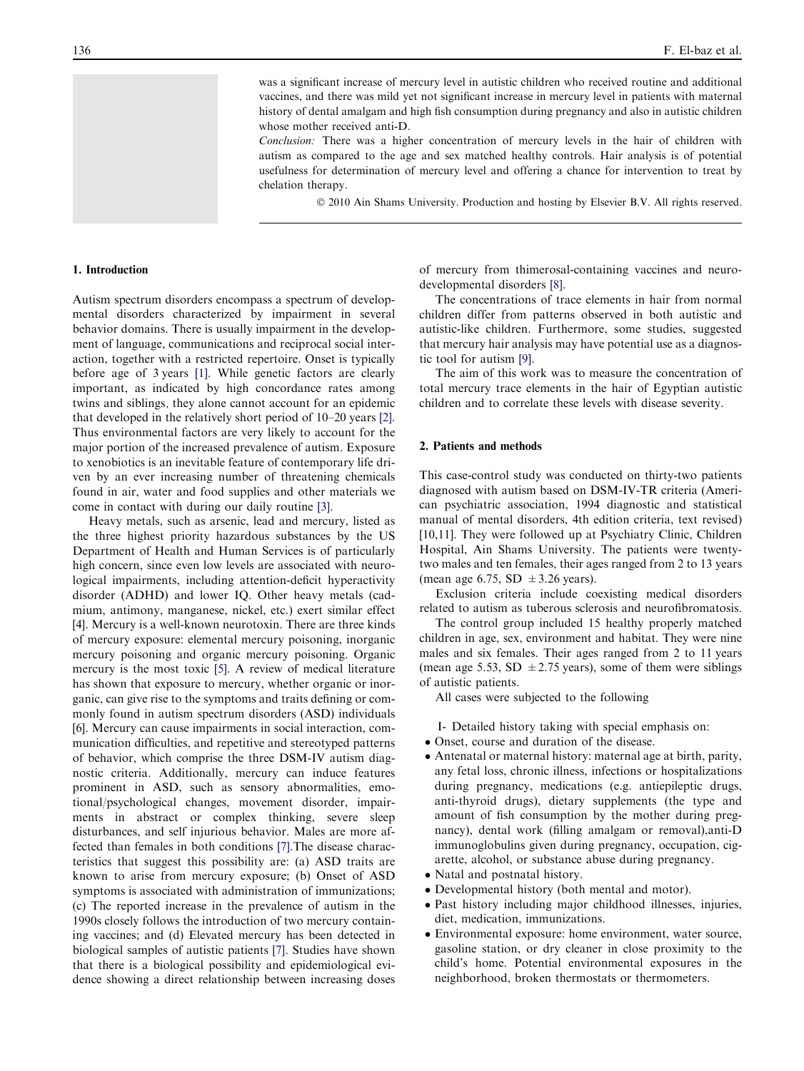was a significant increase of mercury level in autistic children who received routine and additional vaccines, and there was mild yet not significant increase in mercury level in patients with maternal history of dental amalgam and high fish consumption during pregnancy and also in autistic children whose mother received anti-D.

*Conclusion:* There was a higher concentration of mercury levels in the hair of children with autism as compared to the age and sex matched healthy controls. Hair analysis is of potential usefulness for determination of mercury level and offering a chance for intervention to treat by chelation therapy.

© 2010 Ain Shams University. Production and hosting by Elsevier B.V. All rights reserved.

## 1. Introduction

Autism spectrum disorders encompass a spectrum of developmental disorders characterized by impairment in several behavior domains. There is usually impairment in the development of language, communications and reciprocal social interaction, together with a restricted repertoire. Onset is typically before age of 3 years [1]. While genetic factors are clearly important, as indicated by high concordance rates among twins and siblings, they alone cannot account for an epidemic that developed in the relatively short period of 10–20 years [2]. Thus environmental factors are very likely to account for the major portion of the increased prevalence of autism. Exposure to xenobiotics is an inevitable feature of contemporary life driven by an ever increasing number of threatening chemicals found in air, water and food supplies and other materials we come in contact with during our daily routine [3].

Heavy metals, such as arsenic, lead and mercury, listed as the three highest priority hazardous substances by the US Department of Health and Human Services is of particularly high concern, since even low levels are associated with neurological impairments, including attention-deficit hyperactivity disorder (ADHD) and lower IQ. Other heavy metals (cadmium, antimony, manganese, nickel, etc.) exert similar effect [4]. Mercury is a well-known neurotoxin. There are three kinds of mercury exposure: elemental mercury poisoning, inorganic mercury poisoning and organic mercury poisoning. Organic mercury is the most toxic [5]. A review of medical literature has shown that exposure to mercury, whether organic or inorganic, can give rise to the symptoms and traits defining or commonly found in autism spectrum disorders (ASD) individuals [6]. Mercury can cause impairments in social interaction, communication difficulties, and repetitive and stereotyped patterns of behavior, which comprise the three DSM-IV autism diagnostic criteria. Additionally, mercury can induce features prominent in ASD, such as sensory abnormalities, emotional/psychological changes, movement disorder, impairments in abstract or complex thinking, severe sleep disturbances, and self injurious behavior. Males are more affected than females in both conditions [7]. The disease characteristics that suggest this possibility are: (a) ASD traits are known to arise from mercury exposure; (b) Onset of ASD symptoms is associated with administration of immunizations; (c) The reported increase in the prevalence of autism in the 1990s closely follows the introduction of two mercury containing vaccines; and (d) Elevated mercury has been detected in biological samples of autistic patients [7]. Studies have shown that there is a biological possibility and epidemiological evidence showing a direct relationship between increasing doses of mercury from thimerosal-containing vaccines and neurodevelopmental disorders [8].

The concentrations of trace elements in hair from normal children differ from patterns observed in both autistic and autistic-like children. Furthermore, some studies, suggested that mercury hair analysis may have potential use as a diagnostic tool for autism [9].

The aim of this work was to measure the concentration of total mercury trace elements in the hair of Egyptian autistic children and to correlate these levels with disease severity.

## 2. Patients and methods

This case-control study was conducted on thirty-two patients diagnosed with autism based on DSM-IV-TR criteria (American psychiatric association, 1994 diagnostic and statistical manual of mental disorders, 4th edition criteria, text revised) [10,11]. They were followed up at Psychiatry Clinic, Children Hospital, Ain Shams University. The patients were twenty-two males and ten females, their ages ranged from 2 to 13 years (mean age 6.75, SD ±3.26 years).

Exclusion criteria include coexisting medical disorders related to autism as tuberous sclerosis and neurofibromatosis.

The control group included 15 healthy properly matched children in age, sex, environment and habitat. They were nine males and six females. Their ages ranged from 2 to 11 years (mean age 5.53, SD ±2.75 years), some of them were siblings of autistic patients.

All cases were subjected to the following

I- Detailed history taking with special emphasis on:

- Onset, course and duration of the disease.
- Antenatal or maternal history: maternal age at birth, parity, any fetal loss, chronic illness, infections or hospitalizations during pregnancy, medications (e.g. antiepileptic drugs, anti-thyroid drugs), dietary supplements (the type and amount of fish consumption by the mother during pregnancy), dental work (filling amalgam or removal), anti-D immunoglobulins given during pregnancy, occupation, cigarette, alcohol, or substance abuse during pregnancy.
- Natal and postnatal history.
- Developmental history (both mental and motor).
- Past history including major childhood illnesses, injuries, diet, medication, immunizations.
- Environmental exposure: home environment, water source, gasoline station, or dry cleaner in close proximity to the child's home. Potential environmental exposures in the neighborhood, broken thermostats or thermometers.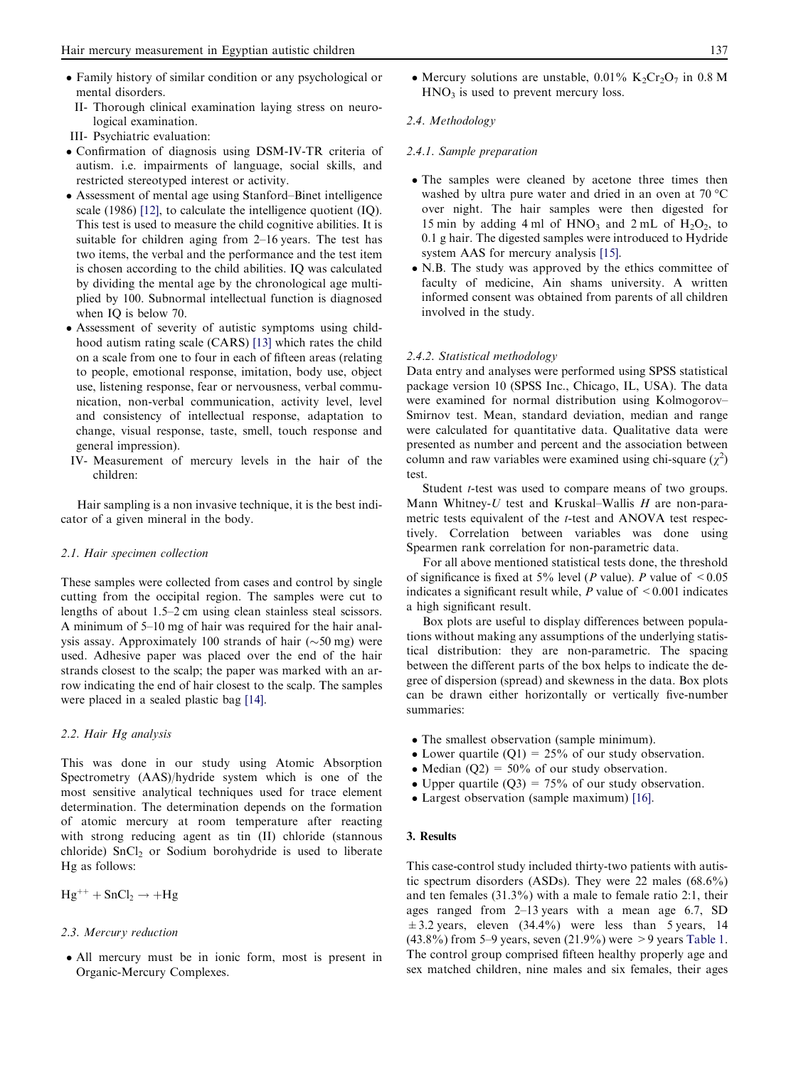- Family history of similar condition or any psychological or mental disorders.

II- Thorough clinical examination laying stress on neurological examination.

III- Psychiatric evaluation:

- Confirmation of diagnosis using DSM-IV-TR criteria of autism. i.e. impairments of language, social skills, and restricted stereotyped interest or activity.
- Assessment of mental age using Stanford–Binet intelligence scale (1986) [12], to calculate the intelligence quotient (IQ). This test is used to measure the child cognitive abilities. It is suitable for children aging from 2–16 years. The test has two items, the verbal and the performance and the test item is chosen according to the child abilities. IQ was calculated by dividing the mental age by the chronological age multiplied by 100. Subnormal intellectual function is diagnosed when IQ is below 70.
- Assessment of severity of autistic symptoms using childhood autism rating scale (CARS) [13] which rates the child on a scale from one to four in each of fifteen areas (relating to people, emotional response, imitation, body use, object use, listening response, fear or nervousness, verbal communication, non-verbal communication, activity level, level and consistency of intellectual response, adaptation to change, visual response, taste, smell, touch response and general impression).

IV- Measurement of mercury levels in the hair of the children:

Hair sampling is a non invasive technique, it is the best indicator of a given mineral in the body.

### 2.1. Hair specimen collection

These samples were collected from cases and control by single cutting from the occipital region. The samples were cut to lengths of about 1.5–2 cm using clean stainless steal scissors. A minimum of 5–10 mg of hair was required for the hair analysis assay. Approximately 100 strands of hair (~50 mg) were used. Adhesive paper was placed over the end of the hair strands closest to the scalp; the paper was marked with an arrow indicating the end of hair closest to the scalp. The samples were placed in a sealed plastic bag [14].

### 2.2. Hair Hg analysis

This was done in our study using Atomic Absorption Spectrometry (AAS)/hydride system which is one of the most sensitive analytical techniques used for trace element determination. The determination depends on the formation of atomic mercury at room temperature after reacting with strong reducing agent as tin (II) chloride (stannous chloride) $SnCl_2$ or Sodium borohydride is used to liberate Hg as follows:

$$Hg^{++} + SnCl_2 \rightarrow +Hg$$

### 2.3. Mercury reduction

- All mercury must be in ionic form, most is present in Organic-Mercury Complexes.
- Mercury solutions are unstable, 0.01% $K_2Cr_2O_7$ in 0.8 M $HNO_3$ is used to prevent mercury loss.

### 2.4. Methodology

#### 2.4.1. Sample preparation

- The samples were cleaned by acetone three times then washed by ultra pure water and dried in an oven at 70 °C over night. The hair samples were then digested for 15 min by adding 4 ml of $HNO_3$ and 2 mL of $H_2O_2$, to 0.1 g hair. The digested samples were introduced to Hydride system AAS for mercury analysis [15].
- N.B. The study was approved by the ethics committee of faculty of medicine, Ain shams university. A written informed consent was obtained from parents of all children involved in the study.

#### 2.4.2. Statistical methodology

Data entry and analyses were performed using SPSS statistical package version 10 (SPSS Inc., Chicago, IL, USA). The data were examined for normal distribution using Kolmogorov–Smirnov test. Mean, standard deviation, median and range were calculated for quantitative data. Qualitative data were presented as number and percent and the association between column and raw variables were examined using chi-square ($\chi^2$) test.

Student *t*-test was used to compare means of two groups. Mann Whitney-*U* test and Kruskal–Wallis *H* are non-parametric tests equivalent of the *t*-test and ANOVA test respectively. Correlation between variables was done using Spearmen rank correlation for non-parametric data.

For all above mentioned statistical tests done, the threshold of significance is fixed at 5% level (*P* value). *P* value of $< 0.05$ indicates a significant result while, *P* value of $< 0.001$ indicates a high significant result.

Box plots are useful to display differences between populations without making any assumptions of the underlying statistical distribution: they are non-parametric. The spacing between the different parts of the box helps to indicate the degree of dispersion (spread) and skewness in the data. Box plots can be drawn either horizontally or vertically five-number summaries:

- The smallest observation (sample minimum).
- Lower quartile (Q1) = 25% of our study observation.
- Median (Q2) = 50% of our study observation.
- Upper quartile (Q3) = 75% of our study observation.
- Largest observation (sample maximum) [16].

## 3. Results

This case-control study included thirty-two patients with autistic spectrum disorders (ASDs). They were 22 males (68.6%) and ten females (31.3%) with a male to female ratio 2:1, their ages ranged from 2–13 years with a mean age 6.7, SD ±3.2 years, eleven (34.4%) were less than 5 years, 14 (43.8%) from 5–9 years, seven (21.9%) were >9 years Table 1. The control group comprised fifteen healthy properly age and sex matched children, nine males and six females, their ages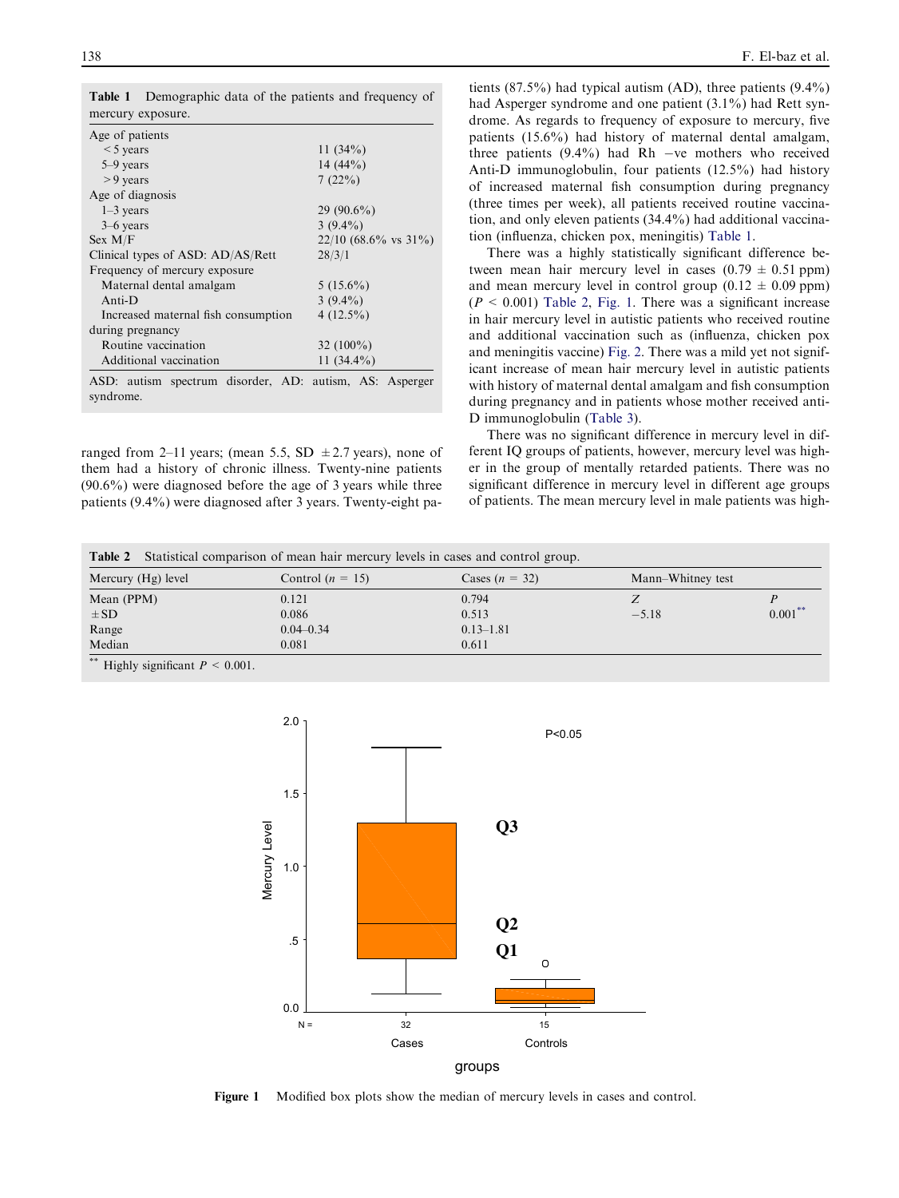**Table 1** Demographic data of the patients and frequency of mercury exposure.

| | |
|---|---|
| Age of patients | |
| < 5 years | 11 (34%) |
| 5–9 years | 14 (44%) |
| > 9 years | 7 (22%) |
| Age of diagnosis | |
| 1–3 years | 29 (90.6%) |
| 3–6 years | 3 (9.4%) |
| Sex M/F | 22/10 (68.6% vs 31%) |
| Clinical types of ASD: AD/AS/Rett | 28/3/1 |
| Frequency of mercury exposure | |
| Maternal dental amalgam | 5 (15.6%) |
| Anti-D | 3 (9.4%) |
| Increased maternal fish consumption during pregnancy | 4 (12.5%) |
| Routine vaccination | 32 (100%) |
| Additional vaccination | 11 (34.4%) |

ASD: autism spectrum disorder, AD: autism, AS: Asperger syndrome.

ranged from 2–11 years; (mean 5.5, SD ±2.7 years), none of them had a history of chronic illness. Twenty-nine patients (90.6%) were diagnosed before the age of 3 years while three patients (9.4%) were diagnosed after 3 years. Twenty-eight patients (87.5%) had typical autism (AD), three patients (9.4%) had Asperger syndrome and one patient (3.1%) had Rett syndrome. As regards to frequency of exposure to mercury, five patients (15.6%) had history of maternal dental amalgam, three patients (9.4%) had Rh −ve mothers who received Anti-D immunoglobulin, four patients (12.5%) had history of increased maternal fish consumption during pregnancy (three times per week), all patients received routine vaccination, and only eleven patients (34.4%) had additional vaccination (influenza, chicken pox, meningitis) Table 1.

There was a highly statistically significant difference between mean hair mercury level in cases (0.79 ± 0.51 ppm) and mean mercury level in control group (0.12 ± 0.09 ppm) ($P < 0.001$) Table 2, Fig. 1. There was a significant increase in hair mercury level in autistic patients who received routine and additional vaccination such as (influenza, chicken pox and meningitis vaccine) Fig. 2. There was a mild yet not significant increase of mean hair mercury level in autistic patients with history of maternal dental amalgam and fish consumption during pregnancy and in patients whose mother received anti-D immunoglobulin (Table 3).

There was no significant difference in mercury level in different IQ groups of patients, however, mercury level was higher in the group of mentally retarded patients. There was no significant difference in mercury level in different age groups of patients. The mean mercury level in male patients was high-

**Table 2** Statistical comparison of mean hair mercury levels in cases and control group.

| Mercury (Hg) level | Control ($n$ = 15) | Cases ($n$ = 32) | Mann–Whitney test | |
|---|---|---|---|---|
| Mean (PPM) | 0.121 | 0.794 | $Z$ | $P$ |
| ±SD | 0.086 | 0.513 | −5.18 | 0.001** |
| Range | 0.04–0.34 | 0.13–1.81 | | |
| Median | 0.081 | 0.611 | | |

** Highly significant $P < 0.001$.

**Figure 1** Modified box plots show the median of mercury levels in cases and control.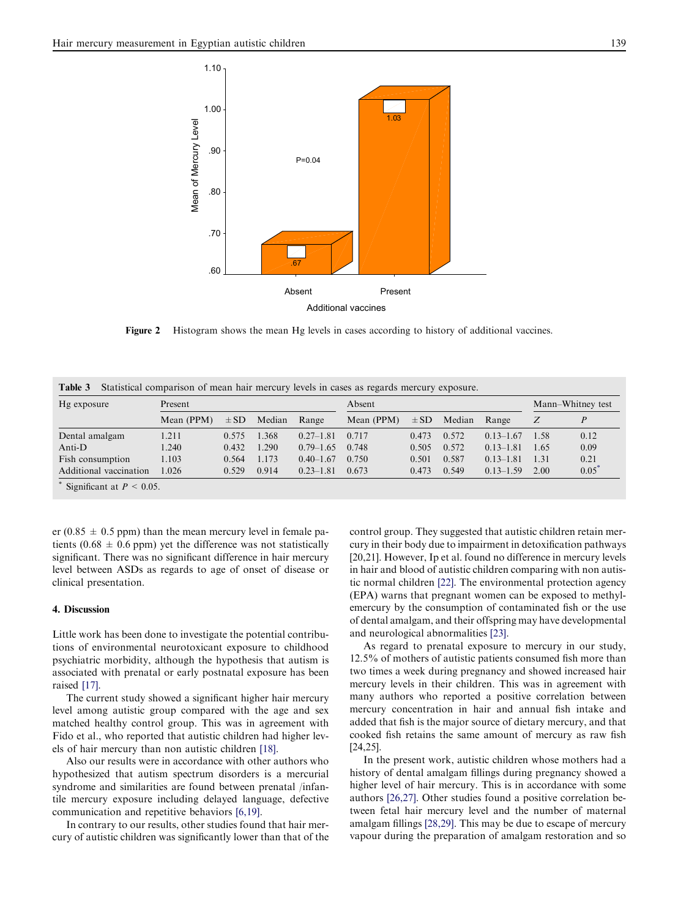Figure 2 Histogram shows the mean Hg levels in cases according to history of additional vaccines.

**Table 3** Statistical comparison of mean hair mercury levels in cases as regards mercury exposure.

| Hg exposure | Present | | | | Absent | | | | Mann–Whitney test | |
|---|---|---|---|---|---|---|---|---|---|---|
| | Mean (PPM) | ±SD | Median | Range | Mean (PPM) | ±SD | Median | Range | *Z* | *P* |
| Dental amalgam | 1.211 | 0.575 | 1.368 | 0.27–1.81 | 0.717 | 0.473 | 0.572 | 0.13–1.67 | 1.58 | 0.12 |
| Anti-D | 1.240 | 0.432 | 1.290 | 0.79–1.65 | 0.748 | 0.505 | 0.572 | 0.13–1.81 | 1.65 | 0.09 |
| Fish consumption | 1.103 | 0.564 | 1.173 | 0.40–1.67 | 0.750 | 0.501 | 0.587 | 0.13–1.81 | 1.31 | 0.21 |
| Additional vaccination | 1.026 | 0.529 | 0.914 | 0.23–1.81 | 0.673 | 0.473 | 0.549 | 0.13–1.59 | 2.00 | 0.05* |

\* Significant at $P < 0.05$.

er (0.85 ± 0.5 ppm) than the mean mercury level in female patients (0.68 ± 0.6 ppm) yet the difference was not statistically significant. There was no significant difference in hair mercury level between ASDs as regards to age of onset of disease or clinical presentation.

## 4. Discussion

Little work has been done to investigate the potential contributions of environmental neurotoxicant exposure to childhood psychiatric morbidity, although the hypothesis that autism is associated with prenatal or early postnatal exposure has been raised [17].

The current study showed a significant higher hair mercury level among autistic group compared with the age and sex matched healthy control group. This was in agreement with Fido et al., who reported that autistic children had higher levels of hair mercury than non autistic children [18].

Also our results were in accordance with other authors who hypothesized that autism spectrum disorders is a mercurial syndrome and similarities are found between prenatal /infantile mercury exposure including delayed language, defective communication and repetitive behaviors [6,19].

In contrary to our results, other studies found that hair mercury of autistic children was significantly lower than that of the control group. They suggested that autistic children retain mercury in their body due to impairment in detoxification pathways [20,21]. However, Ip et al. found no difference in mercury levels in hair and blood of autistic children comparing with non autistic normal children [22]. The environmental protection agency (EPA) warns that pregnant women can be exposed to methylemercury by the consumption of contaminated fish or the use of dental amalgam, and their offspring may have developmental and neurological abnormalities [23].

As regard to prenatal exposure to mercury in our study, 12.5% of mothers of autistic patients consumed fish more than two times a week during pregnancy and showed increased hair mercury levels in their children. This was in agreement with many authors who reported a positive correlation between mercury concentration in hair and annual fish intake and added that fish is the major source of dietary mercury, and that cooked fish retains the same amount of mercury as raw fish [24,25].

In the present work, autistic children whose mothers had a history of dental amalgam fillings during pregnancy showed a higher level of hair mercury. This is in accordance with some authors [26,27]. Other studies found a positive correlation between fetal hair mercury level and the number of maternal amalgam fillings [28,29]. This may be due to escape of mercury vapour during the preparation of amalgam restoration and so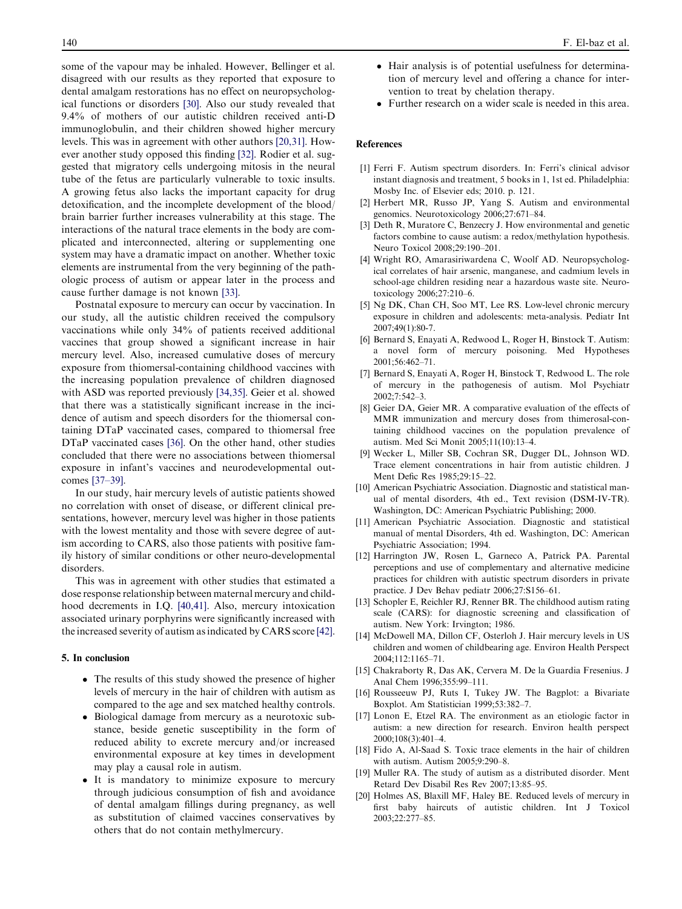some of the vapour may be inhaled. However, Bellinger et al. disagreed with our results as they reported that exposure to dental amalgam restorations has no effect on neuropsychological functions or disorders [30]. Also our study revealed that 9.4% of mothers of our autistic children received anti-D immunoglobulin, and their children showed higher mercury levels. This was in agreement with other authors [20,31]. However another study opposed this finding [32]. Rodier et al. suggested that migratory cells undergoing mitosis in the neural tube of the fetus are particularly vulnerable to toxic insults. A growing fetus also lacks the important capacity for drug detoxification, and the incomplete development of the blood/brain barrier further increases vulnerability at this stage. The interactions of the natural trace elements in the body are complicated and interconnected, altering or supplementing one system may have a dramatic impact on another. Whether toxic elements are instrumental from the very beginning of the pathologic process of autism or appear later in the process and cause further damage is not known [33].

Postnatal exposure to mercury can occur by vaccination. In our study, all the autistic children received the compulsory vaccinations while only 34% of patients received additional vaccines that group showed a significant increase in hair mercury level. Also, increased cumulative doses of mercury exposure from thiomersal-containing childhood vaccines with the increasing population prevalence of children diagnosed with ASD was reported previously [34,35]. Geier et al. showed that there was a statistically significant increase in the incidence of autism and speech disorders for the thiomersal containing DTaP vaccinated cases, compared to thiomersal free DTaP vaccinated cases [36]. On the other hand, other studies concluded that there were no associations between thiomersal exposure in infant's vaccines and neurodevelopmental outcomes [37–39].

In our study, hair mercury levels of autistic patients showed no correlation with onset of disease, or different clinical presentations, however, mercury level was higher in those patients with the lowest mentality and those with severe degree of autism according to CARS, also those patients with positive family history of similar conditions or other neuro-developmental disorders.

This was in agreement with other studies that estimated a dose response relationship between maternal mercury and childhood decrements in I.Q. [40,41]. Also, mercury intoxication associated urinary porphyrins were significantly increased with the increased severity of autism as indicated by CARS score [42].

## 5. In conclusion

- The results of this study showed the presence of higher levels of mercury in the hair of children with autism as compared to the age and sex matched healthy controls.
- Biological damage from mercury as a neurotoxic substance, beside genetic susceptibility in the form of reduced ability to excrete mercury and/or increased environmental exposure at key times in development may play a causal role in autism.
- It is mandatory to minimize exposure to mercury through judicious consumption of fish and avoidance of dental amalgam fillings during pregnancy, as well as substitution of claimed vaccines conservatives by others that do not contain methylmercury.
- Hair analysis is of potential usefulness for determination of mercury level and offering a chance for intervention to treat by chelation therapy.
- Further research on a wider scale is needed in this area.

## References

[1] Ferri F. Autism spectrum disorders. In: Ferri's clinical advisor instant diagnosis and treatment, 5 books in 1, 1st ed. Philadelphia: Mosby Inc. of Elsevier eds; 2010. p. 121.

[2] Herbert MR, Russo JP, Yang S. Autism and environmental genomics. Neurotoxicology 2006;27:671–84.

[3] Deth R, Muratore C, Benzecry J. How environmental and genetic factors combine to cause autism: a redox/methylation hypothesis. Neuro Toxicol 2008;29:190–201.

[4] Wright RO, Amarasiriwardena C, Woolf AD. Neuropsychological correlates of hair arsenic, manganese, and cadmium levels in school-age children residing near a hazardous waste site. Neurotoxicology 2006;27:210–6.

[5] Ng DK, Chan CH, Soo MT, Lee RS. Low-level chronic mercury exposure in children and adolescents: meta-analysis. Pediatr Int 2007;49(1):80-7.

[6] Bernard S, Enayati A, Redwood L, Roger H, Binstock T. Autism: a novel form of mercury poisoning. Med Hypotheses 2001;56:462–71.

[7] Bernard S, Enayati A, Roger H, Binstock T, Redwood L. The role of mercury in the pathogenesis of autism. Mol Psychiatr 2002;7:542–3.

[8] Geier DA, Geier MR. A comparative evaluation of the effects of MMR immunization and mercury doses from thimerosal-containing childhood vaccines on the population prevalence of autism. Med Sci Monit 2005;11(10):13–4.

[9] Wecker L, Miller SB, Cochran SR, Dugger DL, Johnson WD. Trace element concentrations in hair from autistic children. J Ment Defic Res 1985;29:15–22.

[10] American Psychiatric Association. Diagnostic and statistical manual of mental disorders, 4th ed., Text revision (DSM-IV-TR). Washington, DC: American Psychiatric Publishing; 2000.

[11] American Psychiatric Association. Diagnostic and statistical manual of mental Disorders, 4th ed. Washington, DC: American Psychiatric Association; 1994.

[12] Harrington JW, Rosen L, Garneco A, Patrick PA. Parental perceptions and use of complementary and alternative medicine practices for children with autistic spectrum disorders in private practice. J Dev Behav pediatr 2006;27:S156–61.

[13] Schopler E, Reichler RJ, Renner BR. The childhood autism rating scale (CARS): for diagnostic screening and classification of autism. New York: Irvington; 1986.

[14] McDowell MA, Dillon CF, Osterloh J. Hair mercury levels in US children and women of childbearing age. Environ Health Perspect 2004;112:1165–71.

[15] Chakraborty R, Das AK, Cervera M. De la Guardia Fresenius. J Anal Chem 1996;355:99–111.

[16] Rousseeuw PJ, Ruts I, Tukey JW. The Bagplot: a Bivariate Boxplot. Am Statistician 1999;53:382–7.

[17] Lonon E, Etzel RA. The environment as an etiologic factor in autism: a new direction for research. Environ health perspect 2000;108(3):401–4.

[18] Fido A, Al-Saad S. Toxic trace elements in the hair of children with autism. Autism 2005;9:290–8.

[19] Muller RA. The study of autism as a distributed disorder. Ment Retard Dev Disabil Res Rev 2007;13:85–95.

[20] Holmes AS, Blaxill MF, Haley BE. Reduced levels of mercury in first baby haircuts of autistic children. Int J Toxicol 2003;22:277–85.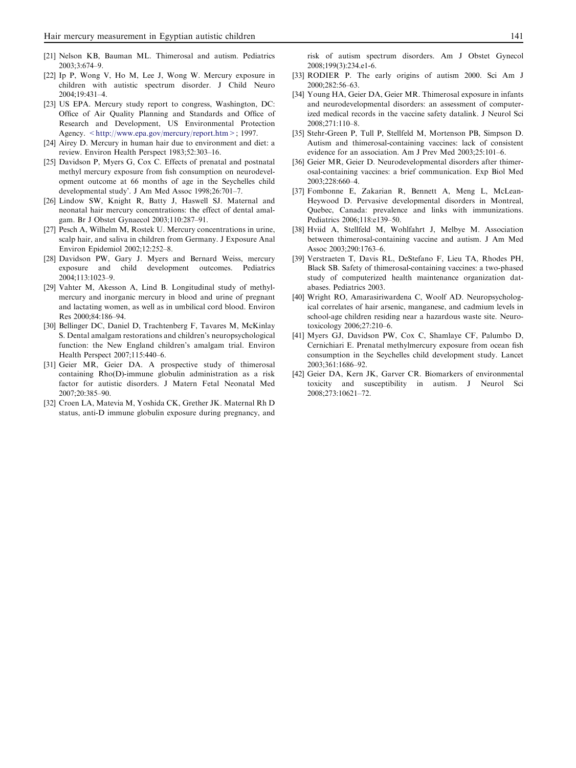[21] Nelson KB, Bauman ML. Thimerosal and autism. Pediatrics 2003;3:674–9.

[22] Ip P, Wong V, Ho M, Lee J, Wong W. Mercury exposure in children with autistic spectrum disorder. J Child Neuro 2004;19:431–4.

[23] US EPA. Mercury study report to congress, Washington, DC: Office of Air Quality Planning and Standards and Office of Research and Development, US Environmental Protection Agency. <http://www.epa.gov/mercury/report.htm>; 1997.

[24] Airey D. Mercury in human hair due to environment and diet: a review. Environ Health Perspect 1983;52:303–16.

[25] Davidson P, Myers G, Cox C. Effects of prenatal and postnatal methyl mercury exposure from fish consumption on neurodevelopment outcome at 66 months of age in the Seychelles child developmental study'. J Am Med Assoc 1998;26:701–7.

[26] Lindow SW, Knight R, Batty J, Haswell SJ. Maternal and neonatal hair mercury concentrations: the effect of dental amalgam. Br J Obstet Gynaecol 2003;110:287–91.

[27] Pesch A, Wilhelm M, Rostek U. Mercury concentrations in urine, scalp hair, and saliva in children from Germany. J Exposure Anal Environ Epidemiol 2002;12:252–8.

[28] Davidson PW, Gary J. Myers and Bernard Weiss, mercury exposure and child development outcomes. Pediatrics 2004;113:1023–9.

[29] Vahter M, Akesson A, Lind B. Longitudinal study of methylmercury and inorganic mercury in blood and urine of pregnant and lactating women, as well as in umbilical cord blood. Environ Res 2000;84:186–94.

[30] Bellinger DC, Daniel D, Trachtenberg F, Tavares M, McKinlay S. Dental amalgam restorations and children's neuropsychological function: the New England children's amalgam trial. Environ Health Perspect 2007;115:440–6.

[31] Geier MR, Geier DA. A prospective study of thimerosal containing Rho(D)-immune globulin administration as a risk factor for autistic disorders. J Matern Fetal Neonatal Med 2007;20:385–90.

[32] Croen LA, Matevia M, Yoshida CK, Grether JK. Maternal Rh D status, anti-D immune globulin exposure during pregnancy, and risk of autism spectrum disorders. Am J Obstet Gynecol 2008;199(3):234.e1-6.

[33] RODIER P. The early origins of autism 2000. Sci Am J 2000;282:56–63.

[34] Young HA, Geier DA, Geier MR. Thimerosal exposure in infants and neurodevelopmental disorders: an assessment of computerized medical records in the vaccine safety datalink. J Neurol Sci 2008;271:110–8.

[35] Stehr-Green P, Tull P, Stellfeld M, Mortenson PB, Simpson D. Autism and thimerosal-containing vaccines: lack of consistent evidence for an association. Am J Prev Med 2003;25:101–6.

[36] Geier MR, Geier D. Neurodevelopmental disorders after thimerosal-containing vaccines: a brief communication. Exp Biol Med 2003;228:660–4.

[37] Fombonne E, Zakarian R, Bennett A, Meng L, McLean-Heywood D. Pervasive developmental disorders in Montreal, Quebec, Canada: prevalence and links with immunizations. Pediatrics 2006;118:e139–50.

[38] Hviid A, Stellfeld M, Wohlfahrt J, Melbye M. Association between thimerosal-containing vaccine and autism. J Am Med Assoc 2003;290:1763–6.

[39] Verstraeten T, Davis RL, DeStefano F, Lieu TA, Rhodes PH, Black SB. Safety of thimerosal-containing vaccines: a two-phased study of computerized health maintenance organization databases. Pediatrics 2003.

[40] Wright RO, Amarasiriwardena C, Woolf AD. Neuropsychological correlates of hair arsenic, manganese, and cadmium levels in school-age children residing near a hazardous waste site. Neurotoxicology 2006;27:210–6.

[41] Myers GJ, Davidson PW, Cox C, Shamlaye CF, Palumbo D, Cernichiari E. Prenatal methylmercury exposure from ocean fish consumption in the Seychelles child development study. Lancet 2003;361:1686–92.

[42] Geier DA, Kern JK, Garver CR. Biomarkers of environmental toxicity and susceptibility in autism. J Neurol Sci 2008;273:10621–72.